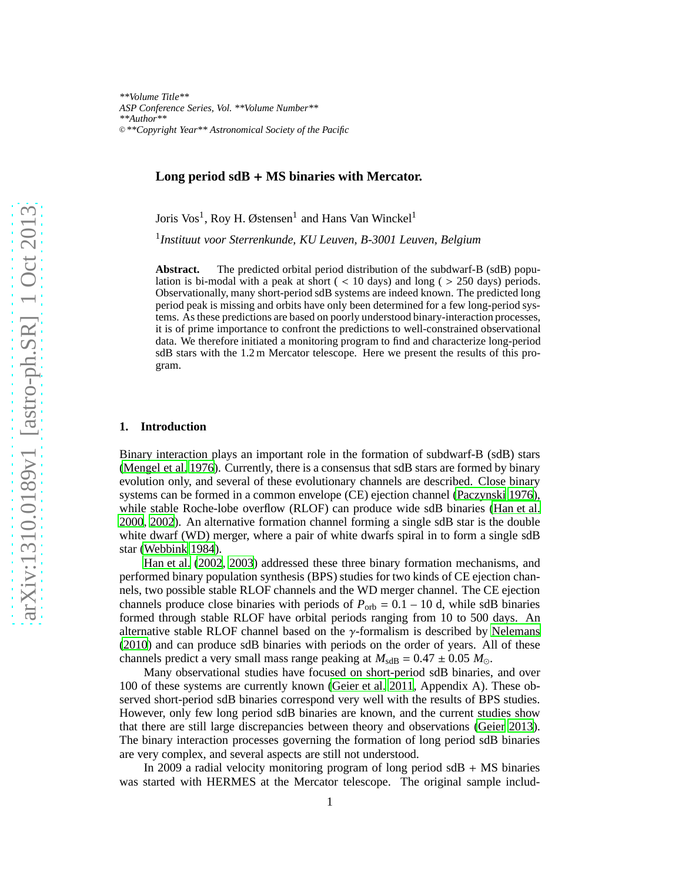# Long period sdB + MS binaries with Mercator.

Joris Vos[1], Roy H. Østensen[1] and Hans Van Winckel[1]

[1]*Instituut voor Sterrenkunde, KU Leuven, B-3001 Leuven, Belgium*

**Abstract.** The predicted orbital period distribution of the subdwarf-B (sdB) population is bi-modal with a peak at short ( < 10 days) and long ( > 250 days) periods. Observationally, many short-period sdB systems are indeed known. The predicted long period peak is missing and orbits have only been determined for a few long-period systems. As these predictions are based on poorly understood binary-interaction processes, it is of prime importance to confront the predictions to well-constrained observational data. We therefore initiated a monitoring program to find and characterize long-period sdB stars with the 1.2 m Mercator telescope. Here we present the results of this program.

## 1. Introduction

Binary interaction plays an important role in the formation of subdwarf-B (sdB) stars (Mengel et al. 1976). Currently, there is a consensus that sdB stars are formed by binary evolution only, and several of these evolutionary channels are described. Close binary systems can be formed in a common envelope (CE) ejection channel (Paczynski 1976), while stable Roche-lobe overflow (RLOF) can produce wide sdB binaries (Han et al. 2000, 2002). An alternative formation channel forming a single sdB star is the double white dwarf (WD) merger, where a pair of white dwarfs spiral in to form a single sdB star (Webbink 1984).

Han et al. (2002, 2003) addressed these three binary formation mechanisms, and performed binary population synthesis (BPS) studies for two kinds of CE ejection channels, two possible stable RLOF channels and the WD merger channel. The CE ejection channels produce close binaries with periods of $P_{\rm orb}$ = 0.1 – 10 d, while sdB binaries formed through stable RLOF have orbital periods ranging from 10 to 500 days. An alternative stable RLOF channel based on the $\gamma$-formalism is described by Nelemans (2010) and can produce sdB binaries with periods on the order of years. All of these channels predict a very small mass range peaking at $M_{\rm sdB} = 0.47 \pm 0.05\ M_{\odot}$.

Many observational studies have focused on short-period sdB binaries, and over 100 of these systems are currently known (Geier et al. 2011, Appendix A). These observed short-period sdB binaries correspond very well with the results of BPS studies. However, only few long period sdB binaries are known, and the current studies show that there are still large discrepancies between theory and observations (Geier 2013). The binary interaction processes governing the formation of long period sdB binaries are very complex, and several aspects are still not understood.

In 2009 a radial velocity monitoring program of long period sdB + MS binaries was started with HERMES at the Mercator telescope. The original sample includ-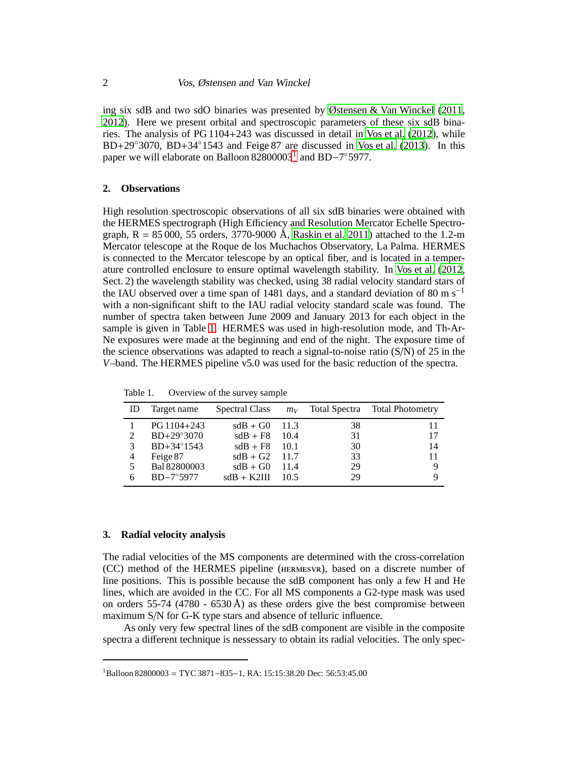ing six sdB and two sdO binaries was presented by Østensen & Van Winckel (2011, 2012). Here we present orbital and spectroscopic parameters of these six sdB binaries. The analysis of PG 1104+243 was discussed in detail in Vos et al. (2012), while BD+29°3070, BD+34°1543 and Feige 87 are discussed in Vos et al. (2013). In this paper we will elaborate on Balloon 82800003[1] and BD−7°5977.

## 2. Observations

High resolution spectroscopic observations of all six sdB binaries were obtained with the HERMES spectrograph (High Efficiency and Resolution Mercator Echelle Spectrograph, R = 85 000, 55 orders, 3770-9000 Å, Raskin et al. 2011) attached to the 1.2-m Mercator telescope at the Roque de los Muchachos Observatory, La Palma. HERMES is connected to the Mercator telescope by an optical fiber, and is located in a temperature controlled enclosure to ensure optimal wavelength stability. In Vos et al. (2012, Sect. 2) the wavelength stability was checked, using 38 radial velocity standard stars of the IAU observed over a time span of 1481 days, and a standard deviation of 80 m s$^{-1}$ with a non-significant shift to the IAU radial velocity standard scale was found. The number of spectra taken between June 2009 and January 2013 for each object in the sample is given in Table 1. HERMES was used in high-resolution mode, and Th-Ar-Ne exposures were made at the beginning and end of the night. The exposure time of the science observations was adapted to reach a signal-to-noise ratio (S/N) of 25 in the *V*–band. The HERMES pipeline v5.0 was used for the basic reduction of the spectra.

Table 1. Overview of the survey sample

| ID | Target name | Spectral Class | $m_V$ | Total Spectra | Total Photometry |
|---|---|---|---|---|---|
| 1 | PG 1104+243 | sdB + G0 | 11.3 | 38 | 11 |
| 2 | BD+29°3070 | sdB + F8 | 10.4 | 31 | 17 |
| 3 | BD+34°1543 | sdB + F8 | 10.1 | 30 | 14 |
| 4 | Feige 87 | sdB + G2 | 11.7 | 33 | 11 |
| 5 | Bal 82800003 | sdB + G0 | 11.4 | 29 | 9 |
| 6 | BD−7°5977 | sdB + K2III | 10.5 | 29 | 9 |

## 3. Radial velocity analysis

The radial velocities of the MS components are determined with the cross-correlation (CC) method of the HERMES pipeline (HERMESVR), based on a discrete number of line positions. This is possible because the sdB component has only a few H and He lines, which are avoided in the CC. For all MS components a G2-type mask was used on orders 55-74 (4780 - 6530 Å) as these orders give the best compromise between maximum S/N for G-K type stars and absence of telluric influence.

As only very few spectral lines of the sdB component are visible in the composite spectra a different technique is nessessary to obtain its radial velocities. The only spec-

[1] Balloon 82800003 = TYC 3871−835−1, RA: 15:15:38.20 Dec: 56:53:45.00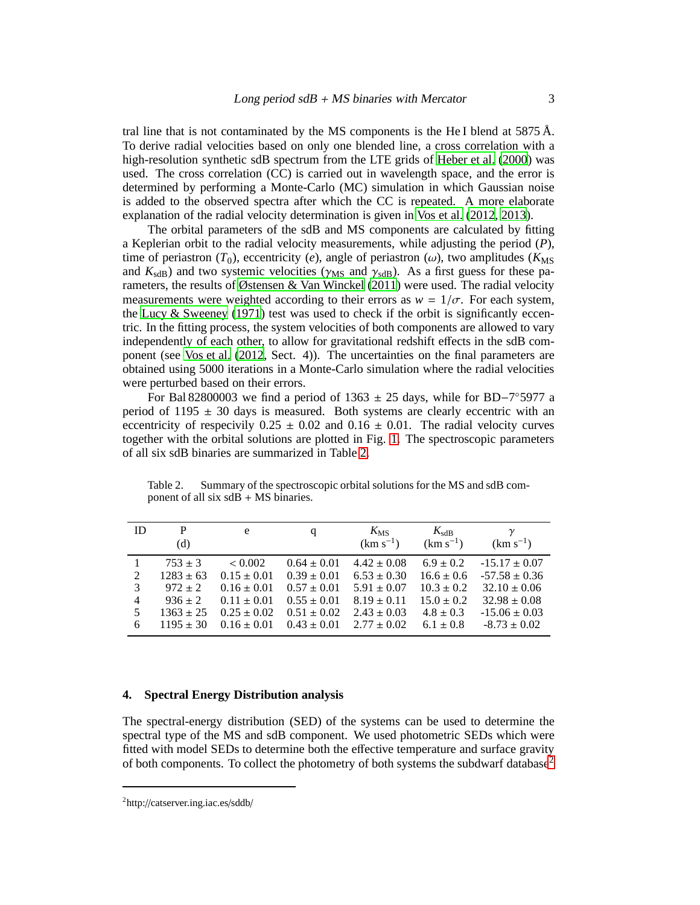tral line that is not contaminated by the MS components is the He I blend at 5875 Å. To derive radial velocities based on only one blended line, a cross correlation with a high-resolution synthetic sdB spectrum from the LTE grids of Heber et al. (2000) was used. The cross correlation (CC) is carried out in wavelength space, and the error is determined by performing a Monte-Carlo (MC) simulation in which Gaussian noise is added to the observed spectra after which the CC is repeated. A more elaborate explanation of the radial velocity determination is given in Vos et al. (2012, 2013).

The orbital parameters of the sdB and MS components are calculated by fitting a Keplerian orbit to the radial velocity measurements, while adjusting the period ($P$), time of periastron ($T_0$), eccentricity ($e$), angle of periastron ($\omega$), two amplitudes ($K_{\rm MS}$ and $K_{\rm sdB}$) and two systemic velocities ($\gamma_{\rm MS}$ and $\gamma_{\rm sdB}$). As a first guess for these parameters, the results of Østensen & Van Winckel (2011) were used. The radial velocity measurements were weighted according to their errors as $w = 1/\sigma$. For each system, the Lucy & Sweeney (1971) test was used to check if the orbit is significantly eccentric. In the fitting process, the system velocities of both components are allowed to vary independently of each other, to allow for gravitational redshift effects in the sdB component (see Vos et al. (2012, Sect. 4)). The uncertainties on the final parameters are obtained using 5000 iterations in a Monte-Carlo simulation where the radial velocities were perturbed based on their errors.

For Bal 82800003 we find a period of 1363 ± 25 days, while for BD−7°5977 a period of 1195 ± 30 days is measured. Both systems are clearly eccentric with an eccentricity of respecivily 0.25 ± 0.02 and 0.16 ± 0.01. The radial velocity curves together with the orbital solutions are plotted in Fig. 1. The spectroscopic parameters of all six sdB binaries are summarized in Table 2.

Table 2. Summary of the spectroscopic orbital solutions for the MS and sdB component of all six sdB + MS binaries.

| ID | P (d) | e | q | $K_{\rm MS}$ (km s$^{-1}$) | $K_{\rm sdB}$ (km s$^{-1}$) | $\gamma$ (km s$^{-1}$) |
|---|---|---|---|---|---|---|
| 1 | 753 ± 3 | < 0.002 | 0.64 ± 0.01 | 4.42 ± 0.08 | 6.9 ± 0.2 | -15.17 ± 0.07 |
| 2 | 1283 ± 63 | 0.15 ± 0.01 | 0.39 ± 0.01 | 6.53 ± 0.30 | 16.6 ± 0.6 | -57.58 ± 0.36 |
| 3 | 972 ± 2 | 0.16 ± 0.01 | 0.57 ± 0.01 | 5.91 ± 0.07 | 10.3 ± 0.2 | 32.10 ± 0.06 |
| 4 | 936 ± 2 | 0.11 ± 0.01 | 0.55 ± 0.01 | 8.19 ± 0.11 | 15.0 ± 0.2 | 32.98 ± 0.08 |
| 5 | 1363 ± 25 | 0.25 ± 0.02 | 0.51 ± 0.02 | 2.43 ± 0.03 | 4.8 ± 0.3 | -15.06 ± 0.03 |
| 6 | 1195 ± 30 | 0.16 ± 0.01 | 0.43 ± 0.01 | 2.77 ± 0.02 | 6.1 ± 0.8 | -8.73 ± 0.02 |

## 4. Spectral Energy Distribution analysis

The spectral-energy distribution (SED) of the systems can be used to determine the spectral type of the MS and sdB component. We used photometric SEDs which were fitted with model SEDs to determine both the effective temperature and surface gravity of both components. To collect the photometry of both systems the subdwarf database[2]

[2]http://catserver.ing.iac.es/sddb/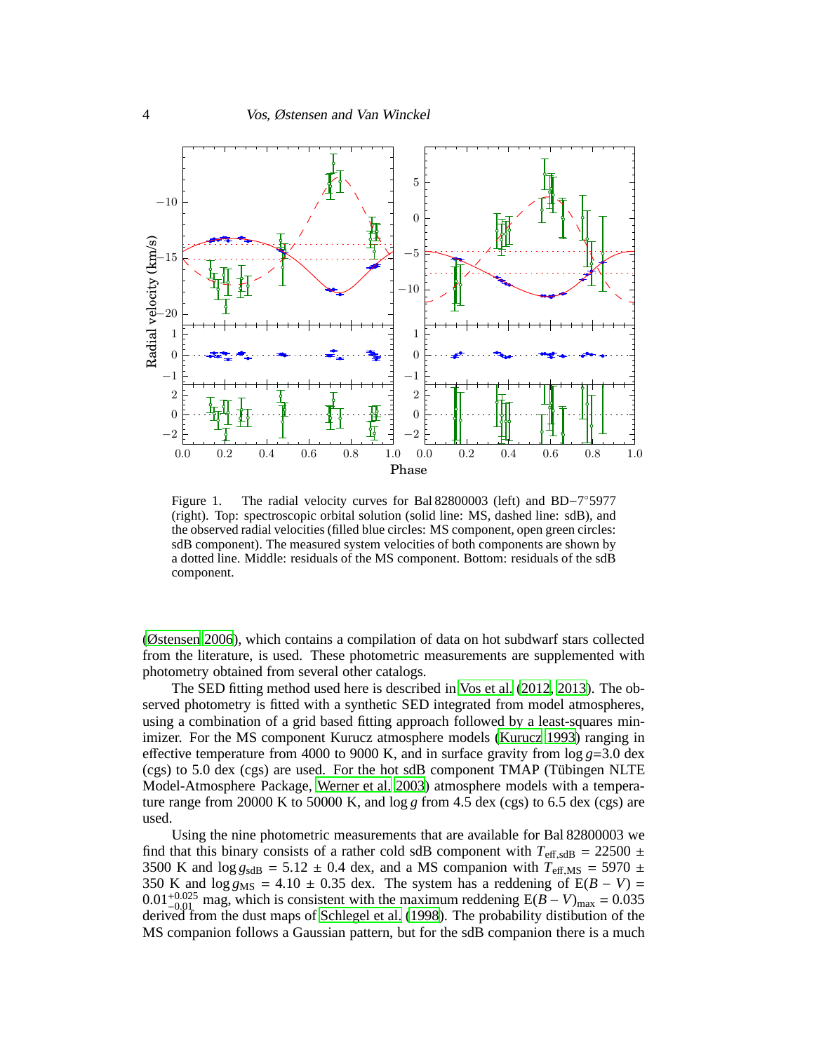Figure 1. The radial velocity curves for Bal 82800003 (left) and BD−7°5977 (right). Top: spectroscopic orbital solution (solid line: MS, dashed line: sdB), and the observed radial velocities (filled blue circles: MS component, open green circles: sdB component). The measured system velocities of both components are shown by a dotted line. Middle: residuals of the MS component. Bottom: residuals of the sdB component.

(Østensen 2006), which contains a compilation of data on hot subdwarf stars collected from the literature, is used. These photometric measurements are supplemented with photometry obtained from several other catalogs.

The SED fitting method used here is described in Vos et al. (2012, 2013). The observed photometry is fitted with a synthetic SED integrated from model atmospheres, using a combination of a grid based fitting approach followed by a least-squares minimizer. For the MS component Kurucz atmosphere models (Kurucz 1993) ranging in effective temperature from 4000 to 9000 K, and in surface gravity from $\log g$=3.0 dex (cgs) to 5.0 dex (cgs) are used. For the hot sdB component TMAP (Tübingen NLTE Model-Atmosphere Package, Werner et al. 2003) atmosphere models with a temperature range from 20000 K to 50000 K, and $\log g$ from 4.5 dex (cgs) to 6.5 dex (cgs) are used.

Using the nine photometric measurements that are available for Bal 82800003 we find that this binary consists of a rather cold sdB component with $T_{\rm eff,sdB}$ = 22500 ± 3500 K and $\log g_{\rm sdB}$ = 5.12 ± 0.4 dex, and a MS companion with $T_{\rm eff,MS}$ = 5970 ± 350 K and $\log g_{\rm MS}$ = 4.10 ± 0.35 dex. The system has a reddening of $E(B-V) = 0.01^{+0.025}_{-0.01}$ mag, which is consistent with the maximum reddening $E(B-V)_{\rm max} = 0.035$ derived from the dust maps of Schlegel et al. (1998). The probability distibution of the MS companion follows a Gaussian pattern, but for the sdB companion there is a much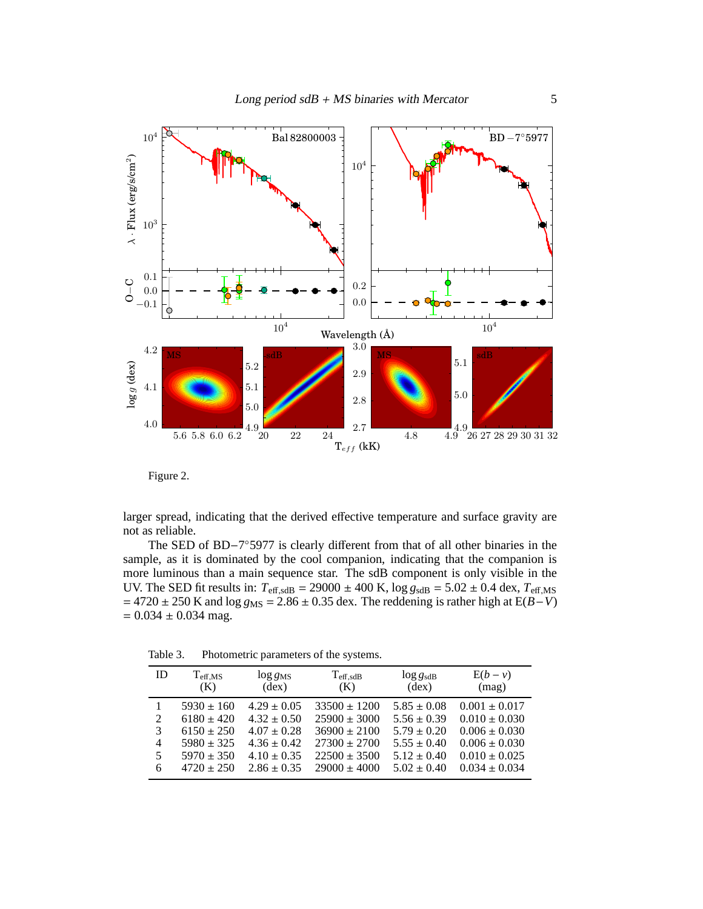Figure 2.

larger spread, indicating that the derived effective temperature and surface gravity are not as reliable.

The SED of BD−7°5977 is clearly different from that of all other binaries in the sample, as it is dominated by the cool companion, indicating that the companion is more luminous than a main sequence star. The sdB component is only visible in the UV. The SED fit results in: $T_{\rm eff,sdB}$ = 29000 ± 400 K, $\log g_{\rm sdB}$ = 5.02 ± 0.4 dex, $T_{\rm eff,MS}$ = 4720 ± 250 K and $\log g_{\rm MS}$ = 2.86 ± 0.35 dex. The reddening is rather high at E($B-V$) = 0.034 ± 0.034 mag.

Table 3. Photometric parameters of the systems.

| ID | $T_{\rm eff,MS}$ (K) | $\log g_{\rm MS}$ (dex) | $T_{\rm eff,sdB}$ (K) | $\log g_{\rm sdB}$ (dex) | E($b-v$) (mag) |
|---|---|---|---|---|---|
| 1 | 5930 ± 160 | 4.29 ± 0.05 | 33500 ± 1200 | 5.85 ± 0.08 | 0.001 ± 0.017 |
| 2 | 6180 ± 420 | 4.32 ± 0.50 | 25900 ± 3000 | 5.56 ± 0.39 | 0.010 ± 0.030 |
| 3 | 6150 ± 250 | 4.07 ± 0.28 | 36900 ± 2100 | 5.79 ± 0.20 | 0.006 ± 0.030 |
| 4 | 5980 ± 325 | 4.36 ± 0.42 | 27300 ± 2700 | 5.55 ± 0.40 | 0.006 ± 0.030 |
| 5 | 5970 ± 350 | 4.10 ± 0.35 | 22500 ± 3500 | 5.12 ± 0.40 | 0.010 ± 0.025 |
| 6 | 4720 ± 250 | 2.86 ± 0.35 | 29000 ± 4000 | 5.02 ± 0.40 | 0.034 ± 0.034 |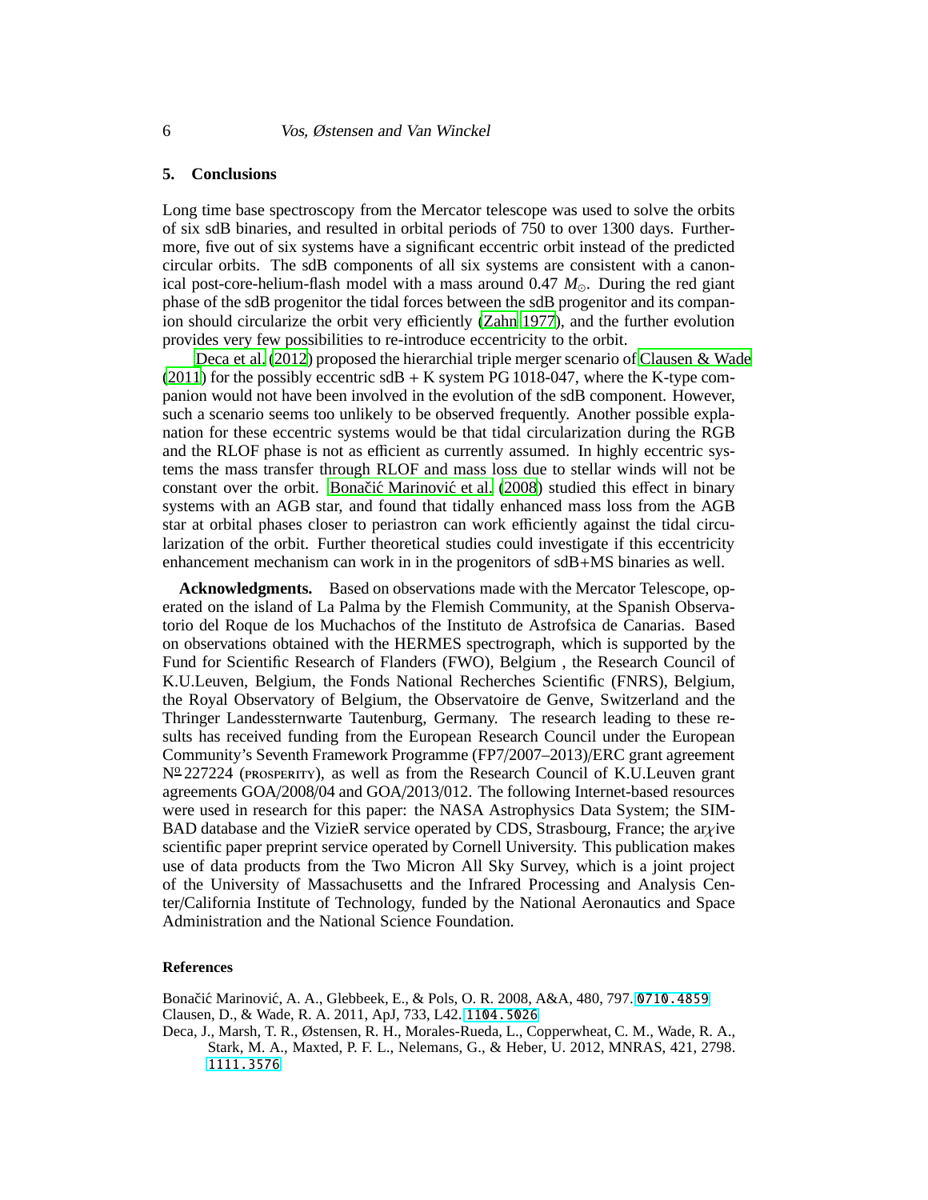## 5. Conclusions

Long time base spectroscopy from the Mercator telescope was used to solve the orbits of six sdB binaries, and resulted in orbital periods of 750 to over 1300 days. Furthermore, five out of six systems have a significant eccentric orbit instead of the predicted circular orbits. The sdB components of all six systems are consistent with a canonical post-core-helium-flash model with a mass around 0.47 $M_{\odot}$. During the red giant phase of the sdB progenitor the tidal forces between the sdB progenitor and its companion should circularize the orbit very efficiently (Zahn 1977), and the further evolution provides very few possibilities to re-introduce eccentricity to the orbit.

Deca et al. (2012) proposed the hierarchial triple merger scenario of Clausen & Wade (2011) for the possibly eccentric sdB + K system PG 1018-047, where the K-type companion would not have been involved in the evolution of the sdB component. However, such a scenario seems too unlikely to be observed frequently. Another possible explanation for these eccentric systems would be that tidal circularization during the RGB and the RLOF phase is not as efficient as currently assumed. In highly eccentric systems the mass transfer through RLOF and mass loss due to stellar winds will not be constant over the orbit. Bonačić Marinović et al. (2008) studied this effect in binary systems with an AGB star, and found that tidally enhanced mass loss from the AGB star at orbital phases closer to periastron can work efficiently against the tidal circularization of the orbit. Further theoretical studies could investigate if this eccentricity enhancement mechanism can work in in the progenitors of sdB+MS binaries as well.

**Acknowledgments.** Based on observations made with the Mercator Telescope, operated on the island of La Palma by the Flemish Community, at the Spanish Observatorio del Roque de los Muchachos of the Instituto de Astrofsica de Canarias. Based on observations obtained with the HERMES spectrograph, which is supported by the Fund for Scientific Research of Flanders (FWO), Belgium , the Research Council of K.U.Leuven, Belgium, the Fonds National Recherches Scientific (FNRS), Belgium, the Royal Observatory of Belgium, the Observatoire de Genve, Switzerland and the Thringer Landessternwarte Tautenburg, Germany. The research leading to these results has received funding from the European Research Council under the European Community's Seventh Framework Programme (FP7/2007–2013)/ERC grant agreement N° 227224 (PROSPERITY), as well as from the Research Council of K.U.Leuven grant agreements GOA/2008/04 and GOA/2013/012. The following Internet-based resources were used in research for this paper: the NASA Astrophysics Data System; the SIMBAD database and the VizieR service operated by CDS, Strasbourg, France; the ar$\chi$ive scientific paper preprint service operated by Cornell University. This publication makes use of data products from the Two Micron All Sky Survey, which is a joint project of the University of Massachusetts and the Infrared Processing and Analysis Center/California Institute of Technology, funded by the National Aeronautics and Space Administration and the National Science Foundation.

## References

Bonačić Marinović, A. A., Glebbeek, E., & Pols, O. R. 2008, A&A, 480, 797. 0710.4859

Clausen, D., & Wade, R. A. 2011, ApJ, 733, L42. 1104.5026

Deca, J., Marsh, T. R., Østensen, R. H., Morales-Rueda, L., Copperwheat, C. M., Wade, R. A., Stark, M. A., Maxted, P. F. L., Nelemans, G., & Heber, U. 2012, MNRAS, 421, 2798. 1111.3576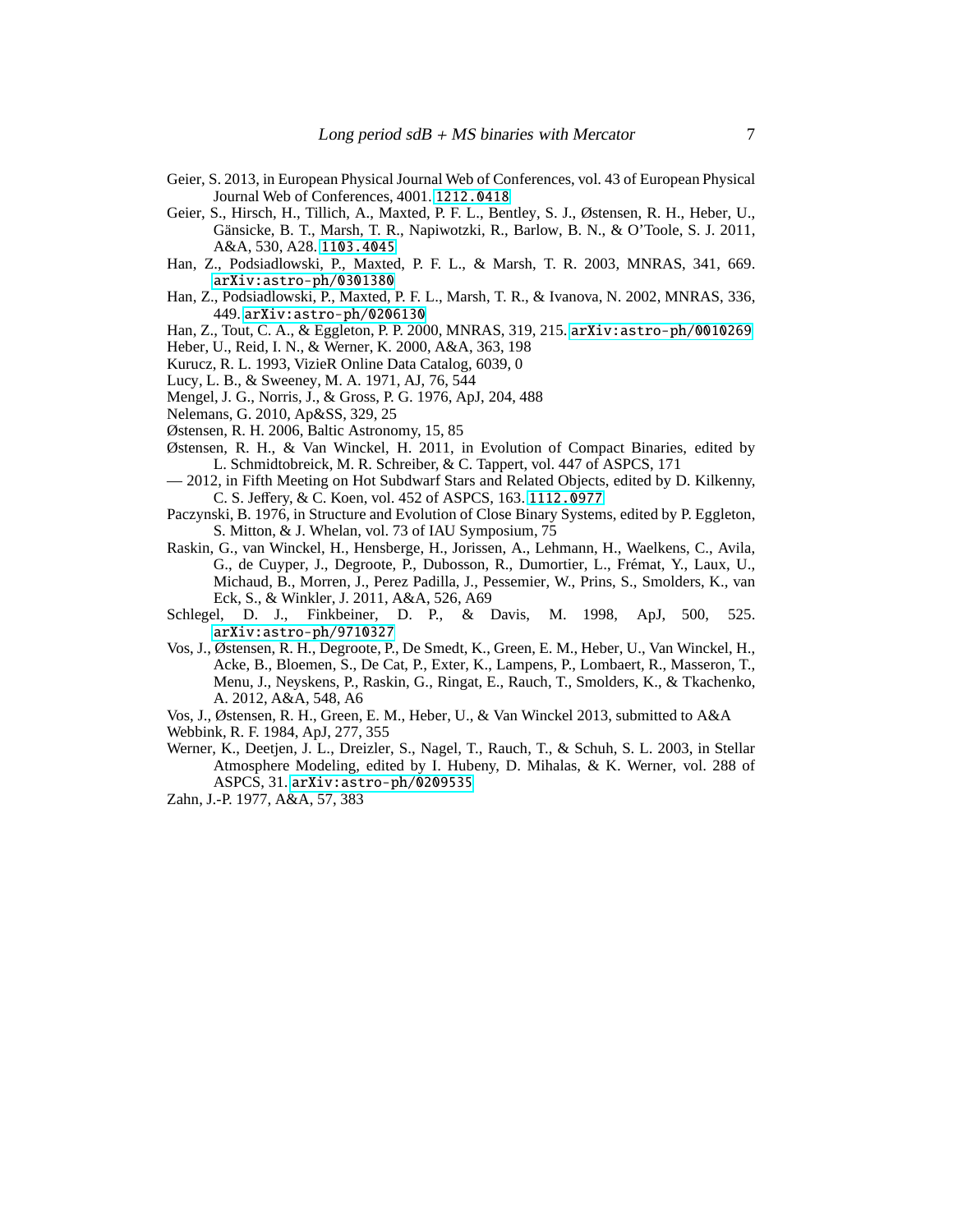Geier, S. 2013, in European Physical Journal Web of Conferences, vol. 43 of European Physical Journal Web of Conferences, 4001. 1212.0418

Geier, S., Hirsch, H., Tillich, A., Maxted, P. F. L., Bentley, S. J., Østensen, R. H., Heber, U., Gänsicke, B. T., Marsh, T. R., Napiwotzki, R., Barlow, B. N., & O'Toole, S. J. 2011, A&A, 530, A28. 1103.4045

Han, Z., Podsiadlowski, P., Maxted, P. F. L., & Marsh, T. R. 2003, MNRAS, 341, 669. arXiv:astro-ph/0301380

Han, Z., Podsiadlowski, P., Maxted, P. F. L., Marsh, T. R., & Ivanova, N. 2002, MNRAS, 336, 449. arXiv:astro-ph/0206130

Han, Z., Tout, C. A., & Eggleton, P. P. 2000, MNRAS, 319, 215. arXiv:astro-ph/0010269

Heber, U., Reid, I. N., & Werner, K. 2000, A&A, 363, 198

Kurucz, R. L. 1993, VizieR Online Data Catalog, 6039, 0

Lucy, L. B., & Sweeney, M. A. 1971, AJ, 76, 544

Mengel, J. G., Norris, J., & Gross, P. G. 1976, ApJ, 204, 488

Nelemans, G. 2010, Ap&SS, 329, 25

Østensen, R. H. 2006, Baltic Astronomy, 15, 85

Østensen, R. H., & Van Winckel, H. 2011, in Evolution of Compact Binaries, edited by L. Schmidtobreick, M. R. Schreiber, & C. Tappert, vol. 447 of ASPCS, 171

— 2012, in Fifth Meeting on Hot Subdwarf Stars and Related Objects, edited by D. Kilkenny, C. S. Jeffery, & C. Koen, vol. 452 of ASPCS, 163. 1112.0977

Paczynski, B. 1976, in Structure and Evolution of Close Binary Systems, edited by P. Eggleton, S. Mitton, & J. Whelan, vol. 73 of IAU Symposium, 75

Raskin, G., van Winckel, H., Hensberge, H., Jorissen, A., Lehmann, H., Waelkens, C., Avila, G., de Cuyper, J., Degroote, P., Dubosson, R., Dumortier, L., Frémat, Y., Laux, U., Michaud, B., Morren, J., Perez Padilla, J., Pessemier, W., Prins, S., Smolders, K., van Eck, S., & Winkler, J. 2011, A&A, 526, A69

Schlegel, D. J., Finkbeiner, D. P., & Davis, M. 1998, ApJ, 500, 525. arXiv:astro-ph/9710327

Vos, J., Østensen, R. H., Degroote, P., De Smedt, K., Green, E. M., Heber, U., Van Winckel, H., Acke, B., Bloemen, S., De Cat, P., Exter, K., Lampens, P., Lombaert, R., Masseron, T., Menu, J., Neyskens, P., Raskin, G., Ringat, E., Rauch, T., Smolders, K., & Tkachenko, A. 2012, A&A, 548, A6

Vos, J., Østensen, R. H., Green, E. M., Heber, U., & Van Winckel 2013, submitted to A&A

Webbink, R. F. 1984, ApJ, 277, 355

Werner, K., Deetjen, J. L., Dreizler, S., Nagel, T., Rauch, T., & Schuh, S. L. 2003, in Stellar Atmosphere Modeling, edited by I. Hubeny, D. Mihalas, & K. Werner, vol. 288 of ASPCS, 31. arXiv:astro-ph/0209535

Zahn, J.-P. 1977, A&A, 57, 383